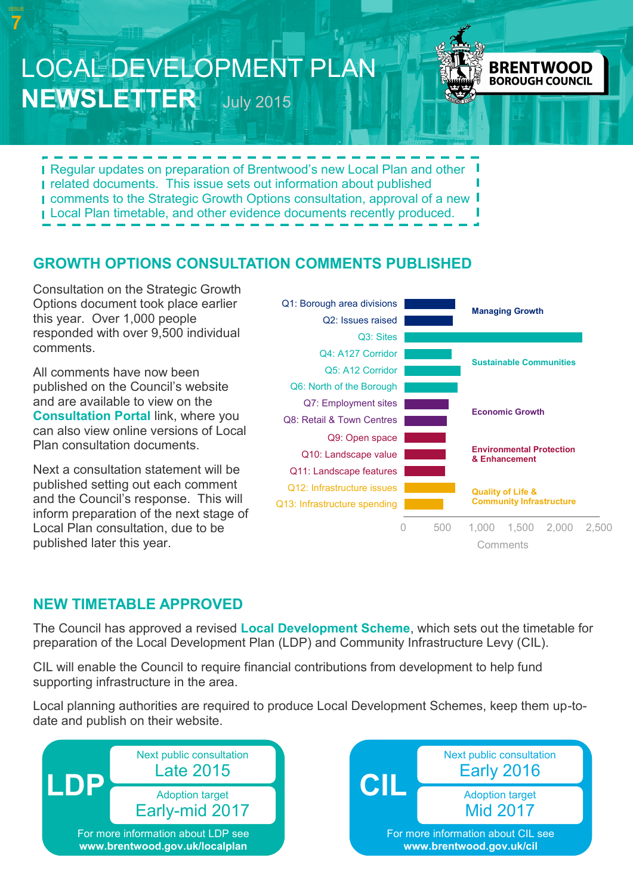ISSUE 7

# LOCAL DEVELOPMENT PLAN NEWSLETTER

July 2015

BRENTWOOD BOROUGH COUNCIL

Regular updates on preparation of Brentwood's new Local Plan and other related documents. This issue sets out information about published comments to the Strategic Growth Options consultation, approval of a new Local Plan timetable, and other evidence documents recently produced.

## GROWTH OPTIONS CONSULTATION COMMENTS PUBLISHED

Consultation on the Strategic Growth Options document took place earlier this year. Over 1,000 people responded with over 9,500 individual comments.

All comments have now been published on the Council's website and are available to view on the **Consultation Portal** link, where you can also view online versions of Local Plan consultation documents.

Next a consultation statement will be published setting out each comment and the Council's response. This will inform preparation of the next stage of Local Plan consultation, due to be published later this year.

| Theme | Question | Comments (approx.) |
|---|---|---|
| Managing Growth | Q1: Borough area divisions | ~650 |
| | Q2: Issues raised | ~620 |
| Sustainable Communities | Q3: Sites | ~2,280 |
| | Q4: A127 Corridor | ~600 |
| | Q5: A12 Corridor | ~720 |
| | Q6: North of the Borough | ~680 |
| Economic Growth | Q7: Employment sites | ~560 |
| | Q8: Retail & Town Centres | ~540 |
| Environmental Protection & Enhancement | Q9: Open space | ~530 |
| | Q10: Landscape value | ~530 |
| | Q11: Landscape features | ~520 |
| Quality of Life & Community Infrastructure | Q12: Infrastructure issues | ~650 |
| | Q13: Infrastructure spending | ~500 |

Comments (axis: 0, 500, 1,000, 1,500, 2,000, 2,500)

## NEW TIMETABLE APPROVED

The Council has approved a revised **Local Development Scheme**, which sets out the timetable for preparation of the Local Development Plan (LDP) and Community Infrastructure Levy (CIL).

CIL will enable the Council to require financial contributions from development to help fund supporting infrastructure in the area.

Local planning authorities are required to produce Local Development Schemes, keep them up-to-date and publish on their website.

**LDP**

Next public consultation: Late 2015

Adoption target: Early-mid 2017

For more information about LDP see **www.brentwood.gov.uk/localplan**

**CIL**

Next public consultation: Early 2016

Adoption target: Mid 2017

For more information about CIL see **www.brentwood.gov.uk/cil**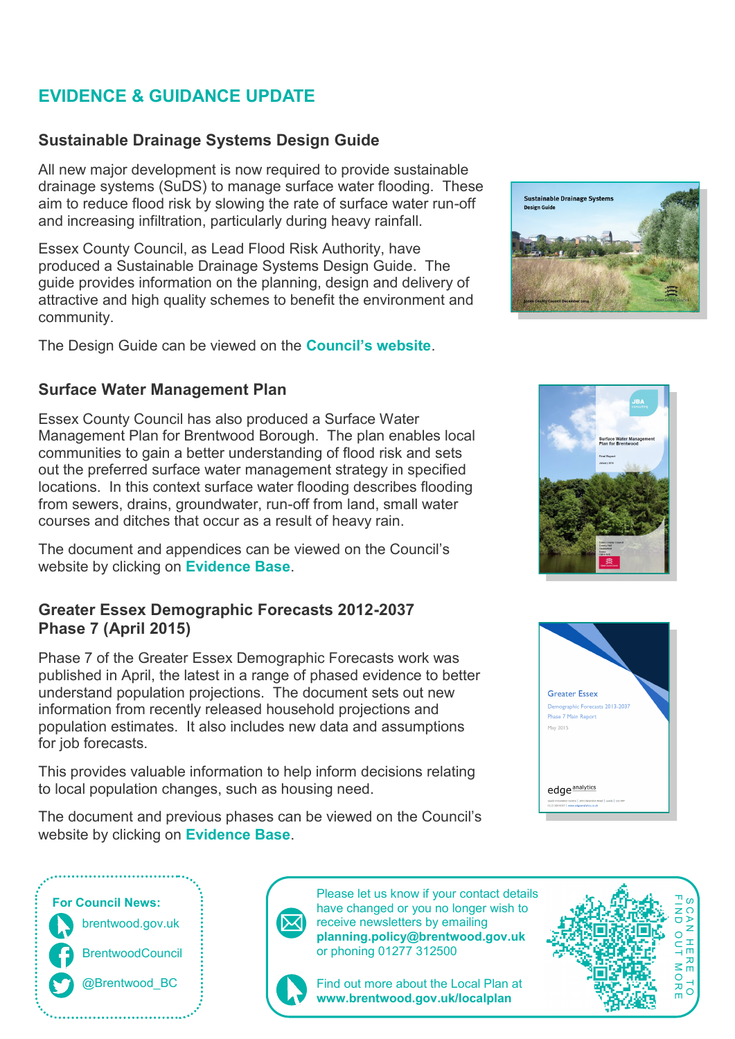## EVIDENCE & GUIDANCE UPDATE

### Sustainable Drainage Systems Design Guide

All new major development is now required to provide sustainable drainage systems (SuDS) to manage surface water flooding. These aim to reduce flood risk by slowing the rate of surface water run-off and increasing infiltration, particularly during heavy rainfall.

Essex County Council, as Lead Flood Risk Authority, have produced a Sustainable Drainage Systems Design Guide. The guide provides information on the planning, design and delivery of attractive and high quality schemes to benefit the environment and community.

The Design Guide can be viewed on the **Council's website**.

### Surface Water Management Plan

Essex County Council has also produced a Surface Water Management Plan for Brentwood Borough. The plan enables local communities to gain a better understanding of flood risk and sets out the preferred surface water management strategy in specified locations. In this context surface water flooding describes flooding from sewers, drains, groundwater, run-off from land, small water courses and ditches that occur as a result of heavy rain.

The document and appendices can be viewed on the Council's website by clicking on **Evidence Base**.

### Greater Essex Demographic Forecasts 2012-2037 Phase 7 (April 2015)

Phase 7 of the Greater Essex Demographic Forecasts work was published in April, the latest in a range of phased evidence to better understand population projections. The document sets out new information from recently released household projections and population estimates. It also includes new data and assumptions for job forecasts.

This provides valuable information to help inform decisions relating to local population changes, such as housing need.

The document and previous phases can be viewed on the Council's website by clicking on **Evidence Base**.

**For Council News:**

- brentwood.gov.uk
- BrentwoodCouncil
- @Brentwood_BC

Please let us know if your contact details have changed or you no longer wish to receive newsletters by emailing **planning.policy@brentwood.gov.uk** or phoning 01277 312500

Find out more about the Local Plan at **www.brentwood.gov.uk/localplan**

SCAN HERE TO FIND OUT MORE